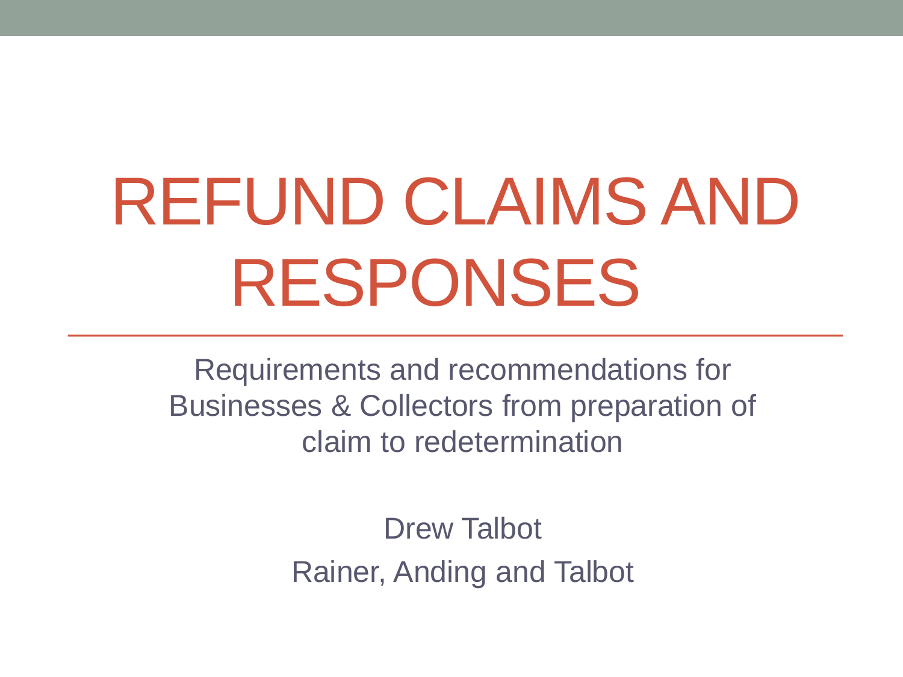# REFUND CLAIMS AND RESPONSES

Requirements and recommendations for Businesses & Collectors from preparation of claim to redetermination

Drew Talbot

Rainer, Anding and Talbot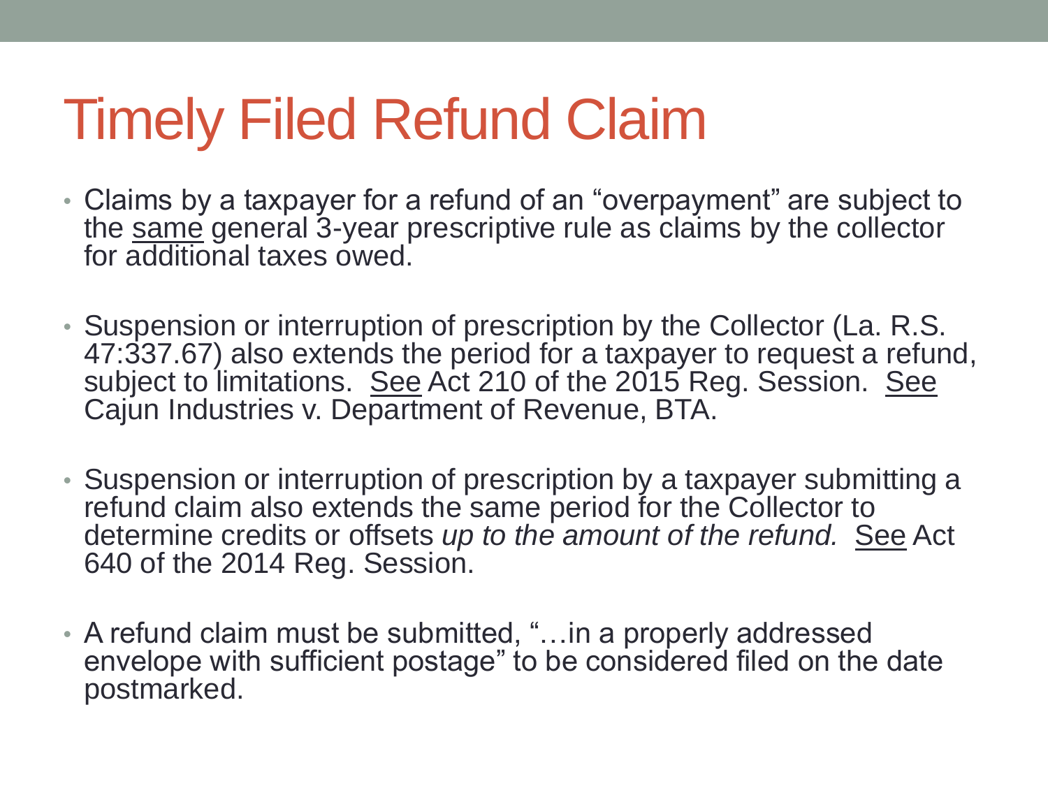# Timely Filed Refund Claim

- Claims by a taxpayer for a refund of an "overpayment" are subject to the same general 3-year prescriptive rule as claims by the collector for additional taxes owed.
- Suspension or interruption of prescription by the Collector (La. R.S. 47:337.67) also extends the period for a taxpayer to request a refund, subject to limitations. See Act 210 of the 2015 Reg. Session. See Cajun Industries v. Department of Revenue, BTA.
- Suspension or interruption of prescription by a taxpayer submitting a refund claim also extends the same period for the Collector to determine credits or offsets *up to the amount of the refund.* See Act 640 of the 2014 Reg. Session.
- A refund claim must be submitted, "…in a properly addressed envelope with sufficient postage" to be considered filed on the date postmarked.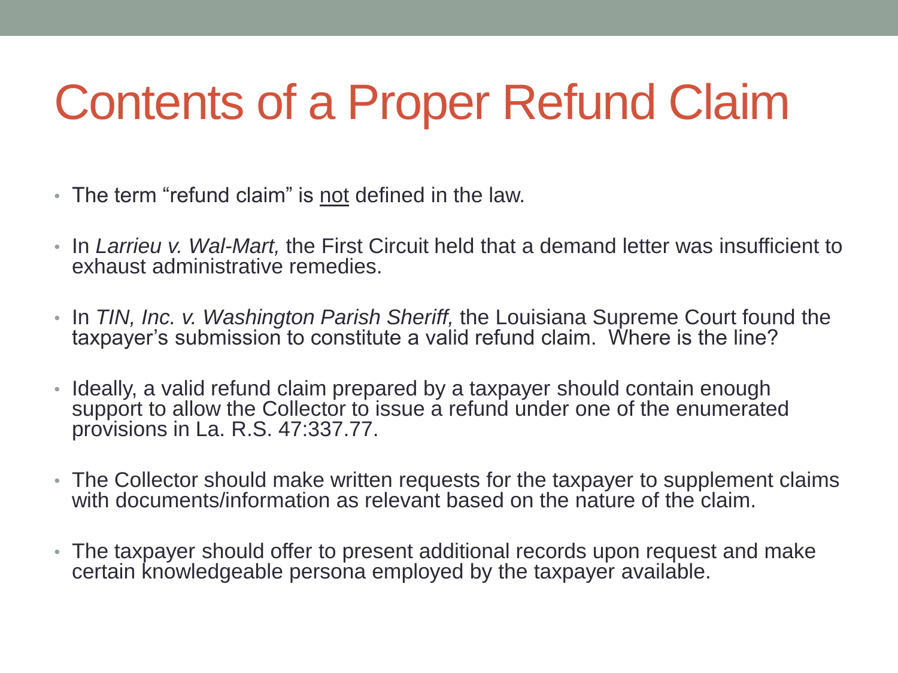# Contents of a Proper Refund Claim

- The term "refund claim" is <u>not</u> defined in the law.
- In *Larrieu v. Wal-Mart,* the First Circuit held that a demand letter was insufficient to exhaust administrative remedies.
- In *TIN, Inc. v. Washington Parish Sheriff,* the Louisiana Supreme Court found the taxpayer's submission to constitute a valid refund claim. Where is the line?
- Ideally, a valid refund claim prepared by a taxpayer should contain enough support to allow the Collector to issue a refund under one of the enumerated provisions in La. R.S. 47:337.77.
- The Collector should make written requests for the taxpayer to supplement claims with documents/information as relevant based on the nature of the claim.
- The taxpayer should offer to present additional records upon request and make certain knowledgeable persona employed by the taxpayer available.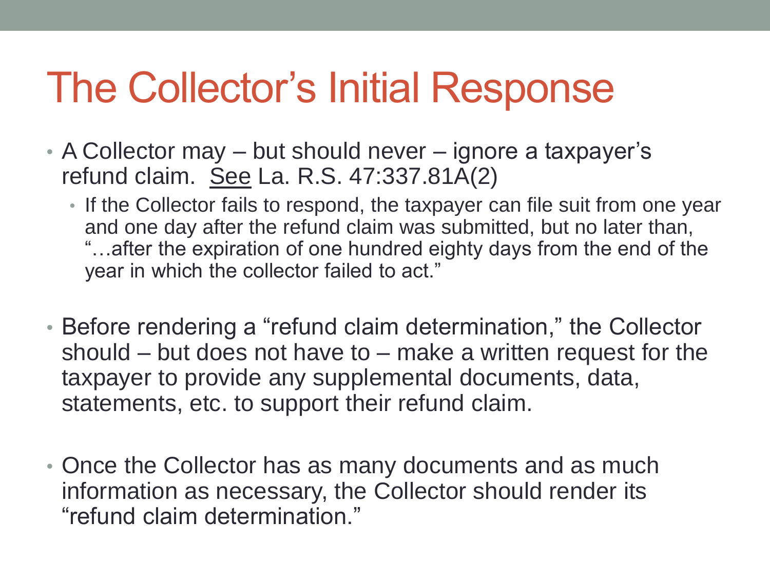# The Collector's Initial Response

- A Collector may – but should never – ignore a taxpayer's refund claim. <u>See</u> La. R.S. 47:337.81A(2)
  - If the Collector fails to respond, the taxpayer can file suit from one year and one day after the refund claim was submitted, but no later than, "…after the expiration of one hundred eighty days from the end of the year in which the collector failed to act."
- Before rendering a "refund claim determination," the Collector should – but does not have to – make a written request for the taxpayer to provide any supplemental documents, data, statements, etc. to support their refund claim.
- Once the Collector has as many documents and as much information as necessary, the Collector should render its "refund claim determination."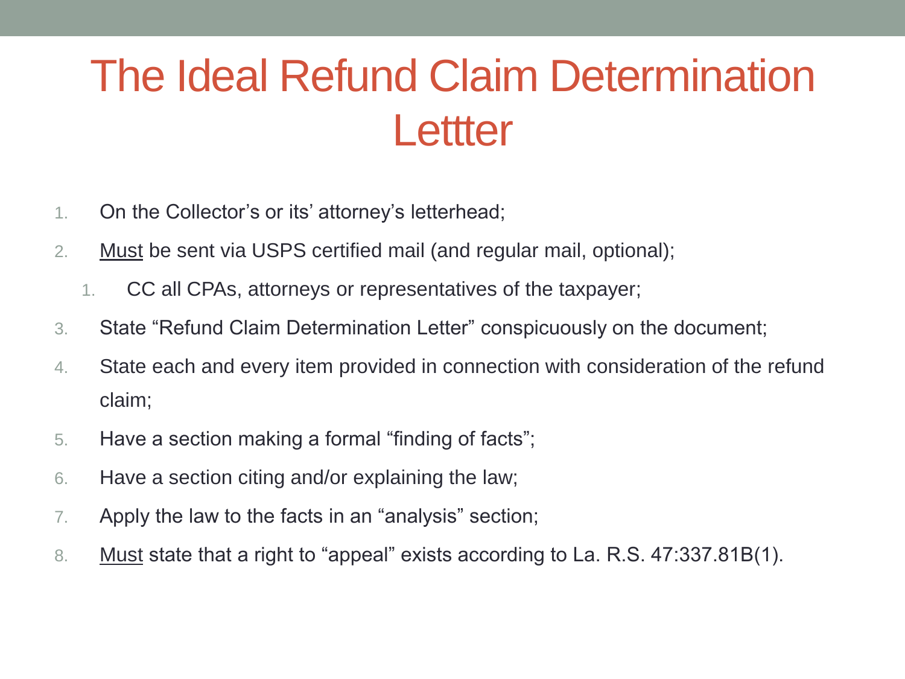# The Ideal Refund Claim Determination Lettter

1. On the Collector's or its' attorney's letterhead;
2. <u>Must</u> be sent via USPS certified mail (and regular mail, optional);
   1. CC all CPAs, attorneys or representatives of the taxpayer;
3. State "Refund Claim Determination Letter" conspicuously on the document;
4. State each and every item provided in connection with consideration of the refund claim;
5. Have a section making a formal "finding of facts";
6. Have a section citing and/or explaining the law;
7. Apply the law to the facts in an "analysis" section;
8. <u>Must</u> state that a right to "appeal" exists according to La. R.S. 47:337.81B(1).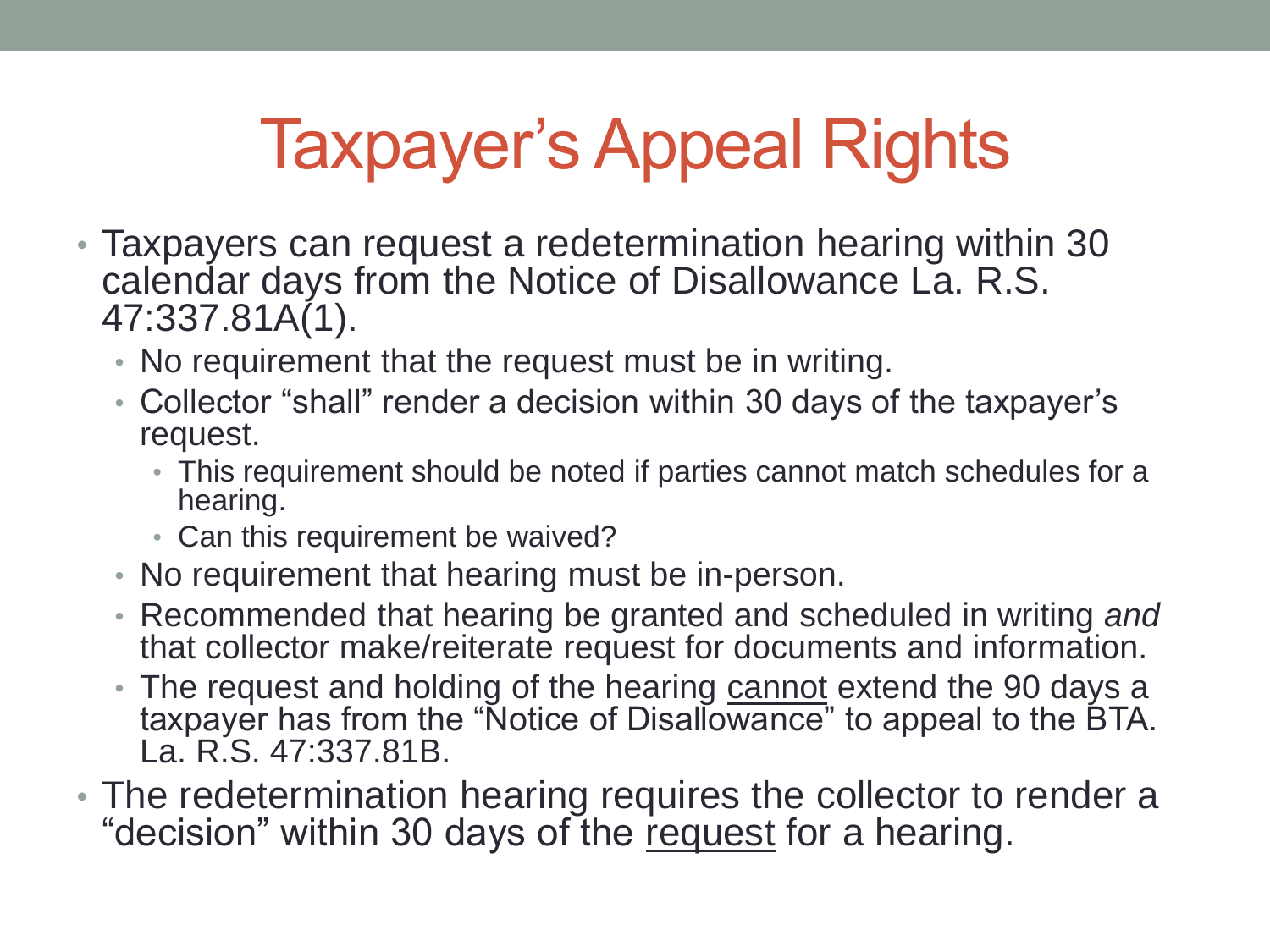# Taxpayer's Appeal Rights

- Taxpayers can request a redetermination hearing within 30 calendar days from the Notice of Disallowance La. R.S. 47:337.81A(1).
  - No requirement that the request must be in writing.
  - Collector "shall" render a decision within 30 days of the taxpayer's request.
    - This requirement should be noted if parties cannot match schedules for a hearing.
    - Can this requirement be waived?
  - No requirement that hearing must be in-person.
  - Recommended that hearing be granted and scheduled in writing *and* that collector make/reiterate request for documents and information.
  - The request and holding of the hearing <u>cannot</u> extend the 90 days a taxpayer has from the "Notice of Disallowance" to appeal to the BTA. La. R.S. 47:337.81B.
- The redetermination hearing requires the collector to render a "decision" within 30 days of the <u>request</u> for a hearing.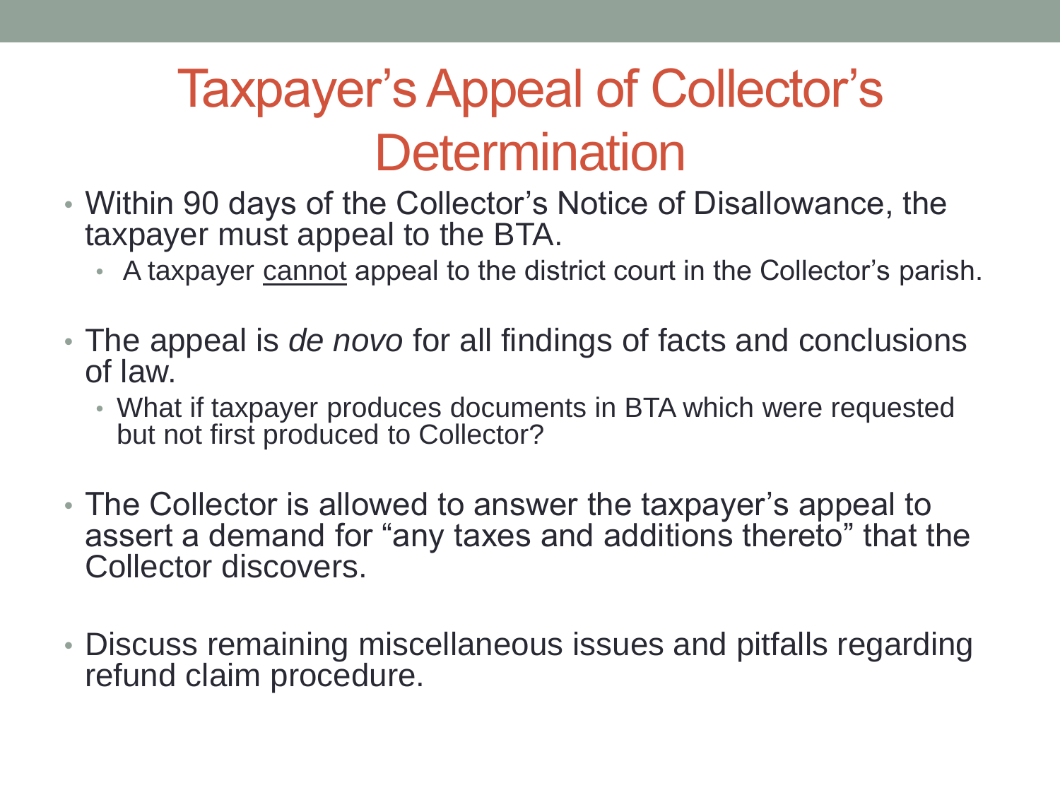# Taxpayer's Appeal of Collector's Determination

- Within 90 days of the Collector's Notice of Disallowance, the taxpayer must appeal to the BTA.
  - A taxpayer <u>cannot</u> appeal to the district court in the Collector's parish.
- The appeal is *de novo* for all findings of facts and conclusions of law.
  - What if taxpayer produces documents in BTA which were requested but not first produced to Collector?
- The Collector is allowed to answer the taxpayer's appeal to assert a demand for "any taxes and additions thereto" that the Collector discovers.
- Discuss remaining miscellaneous issues and pitfalls regarding refund claim procedure.